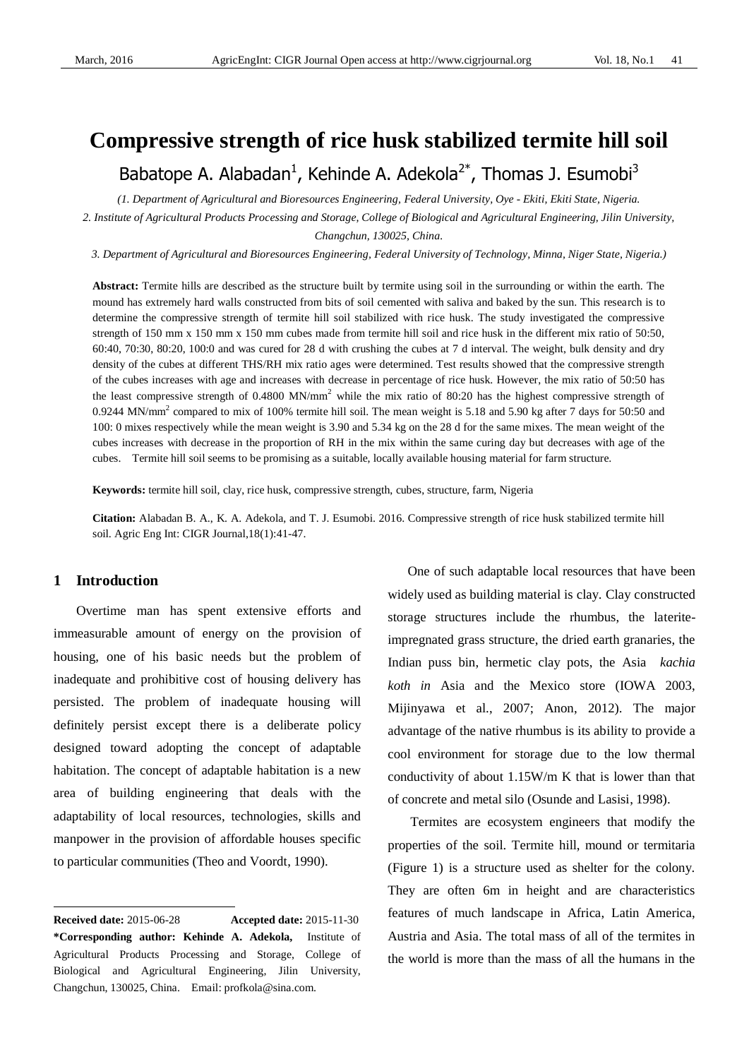# Compressive strength of rice husk stabilized termite hill soil

Babatope A. Alabadan[1], Kehinde A. Adekola[2*], Thomas J. Esumobi[3]

*(1. Department of Agricultural and Bioresources Engineering, Federal University, Oye - Ekiti, Ekiti State, Nigeria.*

*2. Institute of Agricultural Products Processing and Storage, College of Biological and Agricultural Engineering, Jilin University, Changchun, 130025, China.*

*3. Department of Agricultural and Bioresources Engineering, Federal University of Technology, Minna, Niger State, Nigeria.)*

**Abstract:** Termite hills are described as the structure built by termite using soil in the surrounding or within the earth. The mound has extremely hard walls constructed from bits of soil cemented with saliva and baked by the sun. This research is to determine the compressive strength of termite hill soil stabilized with rice husk. The study investigated the compressive strength of 150 mm x 150 mm x 150 mm cubes made from termite hill soil and rice husk in the different mix ratio of 50:50, 60:40, 70:30, 80:20, 100:0 and was cured for 28 d with crushing the cubes at 7 d interval. The weight, bulk density and dry density of the cubes at different THS/RH mix ratio ages were determined. Test results showed that the compressive strength of the cubes increases with age and increases with decrease in percentage of rice husk. However, the mix ratio of 50:50 has the least compressive strength of 0.4800 MN/mm$^2$ while the mix ratio of 80:20 has the highest compressive strength of 0.9244 MN/mm$^2$ compared to mix of 100% termite hill soil. The mean weight is 5.18 and 5.90 kg after 7 days for 50:50 and 100: 0 mixes respectively while the mean weight is 3.90 and 5.34 kg on the 28 d for the same mixes. The mean weight of the cubes increases with decrease in the proportion of RH in the mix within the same curing day but decreases with age of the cubes. Termite hill soil seems to be promising as a suitable, locally available housing material for farm structure.

**Keywords:** termite hill soil, clay, rice husk, compressive strength, cubes, structure, farm, Nigeria

**Citation:** Alabadan B. A., K. A. Adekola, and T. J. Esumobi. 2016. Compressive strength of rice husk stabilized termite hill soil. Agric Eng Int: CIGR Journal,18(1):41-47.

## 1 Introduction

Overtime man has spent extensive efforts and immeasurable amount of energy on the provision of housing, one of his basic needs but the problem of inadequate and prohibitive cost of housing delivery has persisted. The problem of inadequate housing will definitely persist except there is a deliberate policy designed toward adopting the concept of adaptable habitation. The concept of adaptable habitation is a new area of building engineering that deals with the adaptability of local resources, technologies, skills and manpower in the provision of affordable houses specific to particular communities (Theo and Voordt, 1990).

One of such adaptable local resources that have been widely used as building material is clay. Clay constructed storage structures include the rhumbus, the laterite-impregnated grass structure, the dried earth granaries, the Indian puss bin, hermetic clay pots, the Asia *kachia koth in* Asia and the Mexico store (IOWA 2003, Mijinyawa et al., 2007; Anon, 2012). The major advantage of the native rhumbus is its ability to provide a cool environment for storage due to the low thermal conductivity of about 1.15W/m K that is lower than that of concrete and metal silo (Osunde and Lasisi, 1998).

Termites are ecosystem engineers that modify the properties of the soil. Termite hill, mound or termitaria (Figure 1) is a structure used as shelter for the colony. They are often 6m in height and are characteristics features of much landscape in Africa, Latin America, Austria and Asia. The total mass of all of the termites in the world is more than the mass of all the humans in the

---

**Received date:** 2015-06-28 **Accepted date:** 2015-11-30

**\*Corresponding author: Kehinde A. Adekola,** Institute of Agricultural Products Processing and Storage, College of Biological and Agricultural Engineering, Jilin University, Changchun, 130025, China. Email: profkola@sina.com.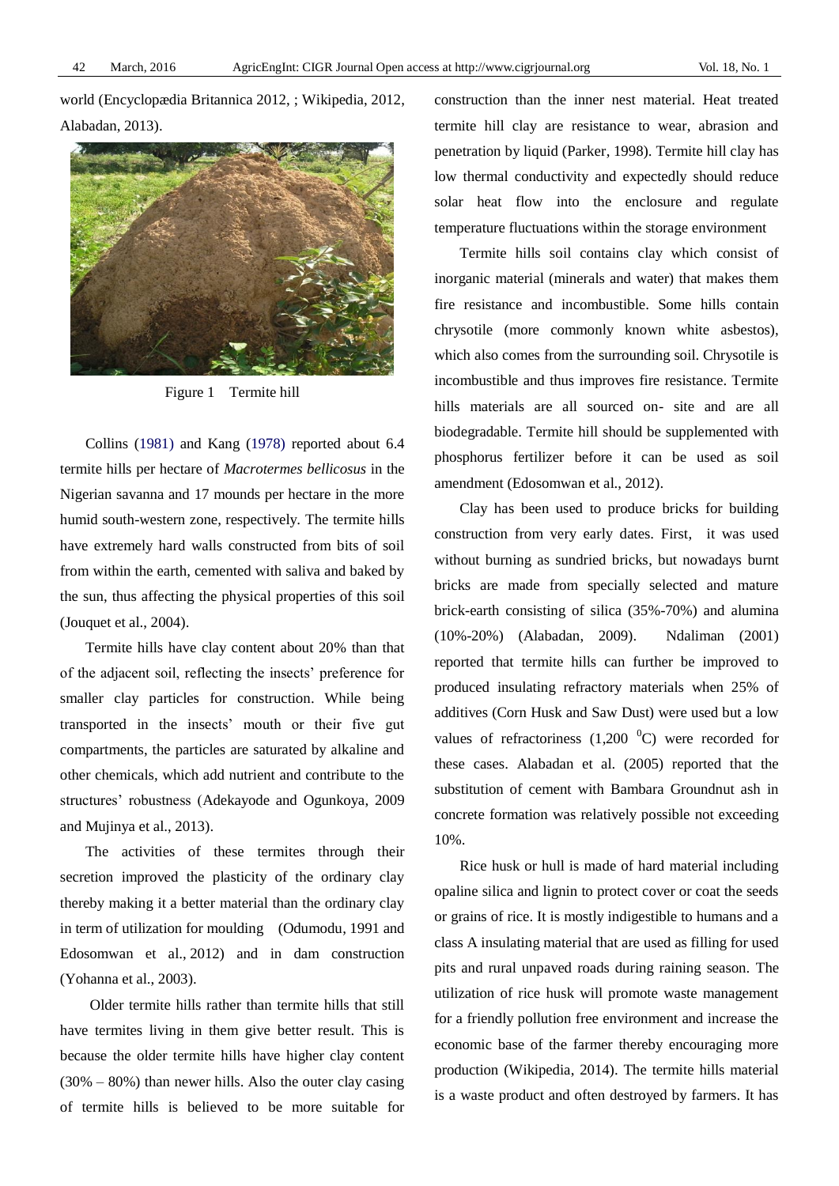world (Encyclopædia Britannica 2012, ; Wikipedia, 2012, Alabadan, 2013).

Figure 1 Termite hill

Collins (1981) and Kang (1978) reported about 6.4 termite hills per hectare of *Macrotermes bellicosus* in the Nigerian savanna and 17 mounds per hectare in the more humid south-western zone, respectively. The termite hills have extremely hard walls constructed from bits of soil from within the earth, cemented with saliva and baked by the sun, thus affecting the physical properties of this soil (Jouquet et al., 2004).

Termite hills have clay content about 20% than that of the adjacent soil, reflecting the insects' preference for smaller clay particles for construction. While being transported in the insects' mouth or their five gut compartments, the particles are saturated by alkaline and other chemicals, which add nutrient and contribute to the structures' robustness (Adekayode and Ogunkoya, 2009 and Mujinya et al., 2013).

The activities of these termites through their secretion improved the plasticity of the ordinary clay thereby making it a better material than the ordinary clay in term of utilization for moulding (Odumodu, 1991 and Edosomwan et al., 2012) and in dam construction (Yohanna et al., 2003).

Older termite hills rather than termite hills that still have termites living in them give better result. This is because the older termite hills have higher clay content (30% – 80%) than newer hills. Also the outer clay casing of termite hills is believed to be more suitable for construction than the inner nest material. Heat treated termite hill clay are resistance to wear, abrasion and penetration by liquid (Parker, 1998). Termite hill clay has low thermal conductivity and expectedly should reduce solar heat flow into the enclosure and regulate temperature fluctuations within the storage environment

Termite hills soil contains clay which consist of inorganic material (minerals and water) that makes them fire resistance and incombustible. Some hills contain chrysotile (more commonly known white asbestos), which also comes from the surrounding soil. Chrysotile is incombustible and thus improves fire resistance. Termite hills materials are all sourced on- site and are all biodegradable. Termite hill should be supplemented with phosphorus fertilizer before it can be used as soil amendment (Edosomwan et al., 2012).

Clay has been used to produce bricks for building construction from very early dates. First, it was used without burning as sundried bricks, but nowadays burnt bricks are made from specially selected and mature brick-earth consisting of silica (35%-70%) and alumina (10%-20%) (Alabadan, 2009). Ndaliman (2001) reported that termite hills can further be improved to produced insulating refractory materials when 25% of additives (Corn Husk and Saw Dust) were used but a low values of refractoriness (1,200 $^0$C) were recorded for these cases. Alabadan et al. (2005) reported that the substitution of cement with Bambara Groundnut ash in concrete formation was relatively possible not exceeding 10%.

Rice husk or hull is made of hard material including opaline silica and lignin to protect cover or coat the seeds or grains of rice. It is mostly indigestible to humans and a class A insulating material that are used as filling for used pits and rural unpaved roads during raining season. The utilization of rice husk will promote waste management for a friendly pollution free environment and increase the economic base of the farmer thereby encouraging more production (Wikipedia, 2014). The termite hills material is a waste product and often destroyed by farmers. It has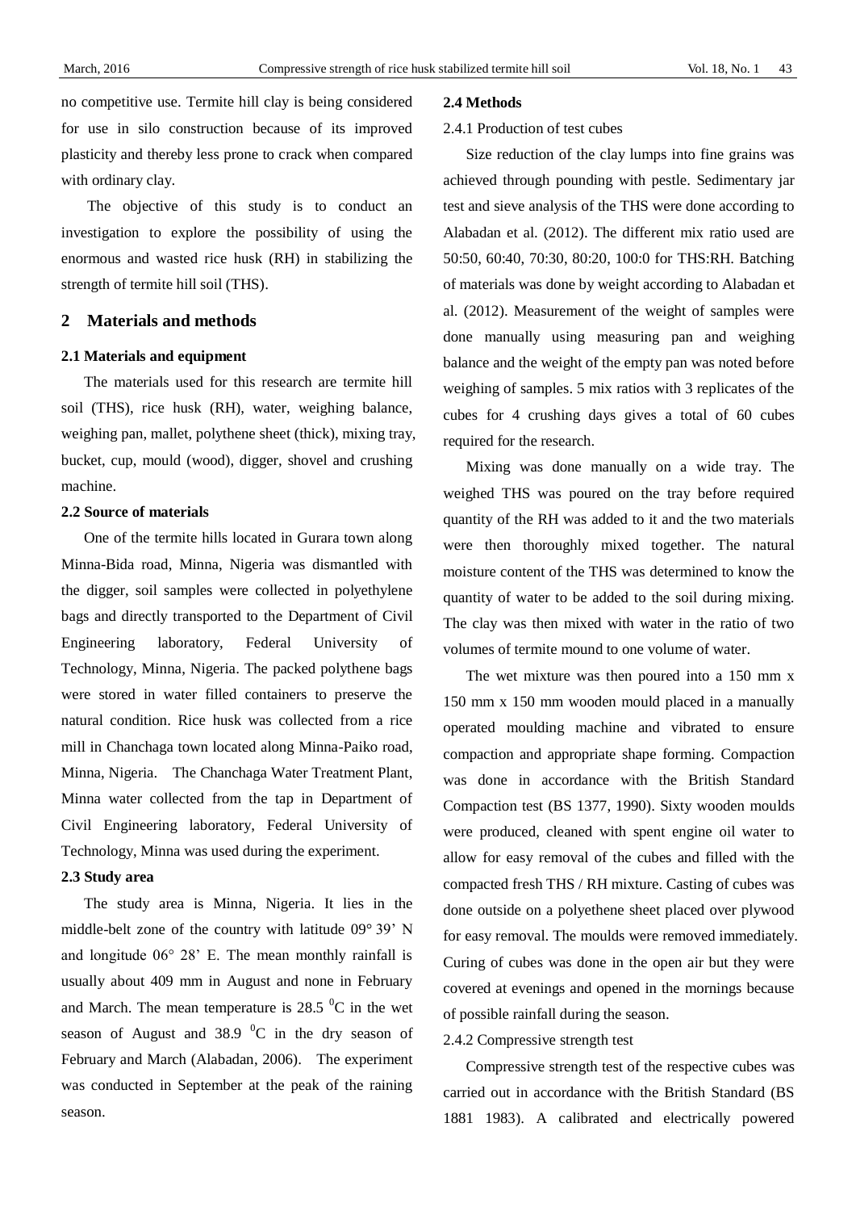no competitive use. Termite hill clay is being considered for use in silo construction because of its improved plasticity and thereby less prone to crack when compared with ordinary clay.

The objective of this study is to conduct an investigation to explore the possibility of using the enormous and wasted rice husk (RH) in stabilizing the strength of termite hill soil (THS).

## 2 Materials and methods

### 2.1 Materials and equipment

The materials used for this research are termite hill soil (THS), rice husk (RH), water, weighing balance, weighing pan, mallet, polythene sheet (thick), mixing tray, bucket, cup, mould (wood), digger, shovel and crushing machine.

### 2.2 Source of materials

One of the termite hills located in Gurara town along Minna-Bida road, Minna, Nigeria was dismantled with the digger, soil samples were collected in polyethylene bags and directly transported to the Department of Civil Engineering laboratory, Federal University of Technology, Minna, Nigeria. The packed polythene bags were stored in water filled containers to preserve the natural condition. Rice husk was collected from a rice mill in Chanchaga town located along Minna-Paiko road, Minna, Nigeria. The Chanchaga Water Treatment Plant, Minna water collected from the tap in Department of Civil Engineering laboratory, Federal University of Technology, Minna was used during the experiment.

### 2.3 Study area

The study area is Minna, Nigeria. It lies in the middle-belt zone of the country with latitude 09° 39' N and longitude 06° 28' E. The mean monthly rainfall is usually about 409 mm in August and none in February and March. The mean temperature is 28.5 $^0$C in the wet season of August and 38.9 $^0$C in the dry season of February and March (Alabadan, 2006). The experiment was conducted in September at the peak of the raining season.

### 2.4 Methods

2.4.1 Production of test cubes

Size reduction of the clay lumps into fine grains was achieved through pounding with pestle. Sedimentary jar test and sieve analysis of the THS were done according to Alabadan et al. (2012). The different mix ratio used are 50:50, 60:40, 70:30, 80:20, 100:0 for THS:RH. Batching of materials was done by weight according to Alabadan et al. (2012). Measurement of the weight of samples were done manually using measuring pan and weighing balance and the weight of the empty pan was noted before weighing of samples. 5 mix ratios with 3 replicates of the cubes for 4 crushing days gives a total of 60 cubes required for the research.

Mixing was done manually on a wide tray. The weighed THS was poured on the tray before required quantity of the RH was added to it and the two materials were then thoroughly mixed together. The natural moisture content of the THS was determined to know the quantity of water to be added to the soil during mixing. The clay was then mixed with water in the ratio of two volumes of termite mound to one volume of water.

The wet mixture was then poured into a 150 mm x 150 mm x 150 mm wooden mould placed in a manually operated moulding machine and vibrated to ensure compaction and appropriate shape forming. Compaction was done in accordance with the British Standard Compaction test (BS 1377, 1990). Sixty wooden moulds were produced, cleaned with spent engine oil water to allow for easy removal of the cubes and filled with the compacted fresh THS / RH mixture. Casting of cubes was done outside on a polyethene sheet placed over plywood for easy removal. The moulds were removed immediately. Curing of cubes was done in the open air but they were covered at evenings and opened in the mornings because of possible rainfall during the season.

2.4.2 Compressive strength test

Compressive strength test of the respective cubes was carried out in accordance with the British Standard (BS 1881 1983). A calibrated and electrically powered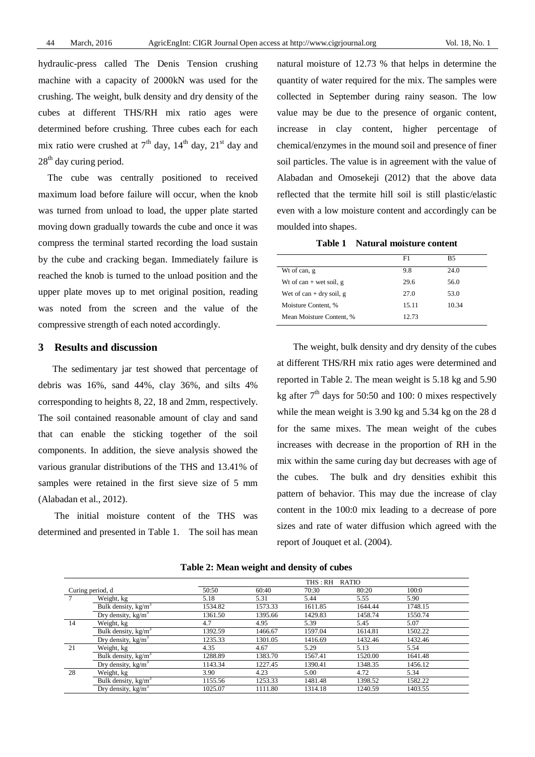hydraulic-press called The Denis Tension crushing machine with a capacity of 2000kN was used for the crushing. The weight, bulk density and dry density of the cubes at different THS/RH mix ratio ages were determined before crushing. Three cubes each for each mix ratio were crushed at 7th day, 14th day, 21st day and 28th day curing period.

The cube was centrally positioned to received maximum load before failure will occur, when the knob was turned from unload to load, the upper plate started moving down gradually towards the cube and once it was compress the terminal started recording the load sustain by the cube and cracking began. Immediately failure is reached the knob is turned to the unload position and the upper plate moves up to met original position, reading was noted from the screen and the value of the compressive strength of each noted accordingly.

## 3 Results and discussion

The sedimentary jar test showed that percentage of debris was 16%, sand 44%, clay 36%, and silts 4% corresponding to heights 8, 22, 18 and 2mm, respectively. The soil contained reasonable amount of clay and sand that can enable the sticking together of the soil components. In addition, the sieve analysis showed the various granular distributions of the THS and 13.41% of samples were retained in the first sieve size of 5 mm (Alabadan et al., 2012).

The initial moisture content of the THS was determined and presented in Table 1. The soil has mean natural moisture of 12.73 % that helps in determine the quantity of water required for the mix. The samples were collected in September during rainy season. The low value may be due to the presence of organic content, increase in clay content, higher percentage of chemical/enzymes in the mound soil and presence of finer soil particles. The value is in agreement with the value of Alabadan and Omosekeji (2012) that the above data reflected that the termite hill soil is still plastic/elastic even with a low moisture content and accordingly can be moulded into shapes.

**Table 1 Natural moisture content**

| | F1 | B5 |
|---|---|---|
| Wt of can, g | 9.8 | 24.0 |
| Wt of can + wet soil, g | 29.6 | 56.0 |
| Wet of can + dry soil, g | 27.0 | 53.0 |
| Moisture Content, % | 15.11 | 10.34 |
| Mean Moisture Content, % | 12.73 | |

The weight, bulk density and dry density of the cubes at different THS/RH mix ratio ages were determined and reported in Table 2. The mean weight is 5.18 kg and 5.90 kg after 7th days for 50:50 and 100: 0 mixes respectively while the mean weight is 3.90 kg and 5.34 kg on the 28 d for the same mixes. The mean weight of the cubes increases with decrease in the proportion of RH in the mix within the same curing day but decreases with age of the cubes. The bulk and dry densities exhibit this pattern of behavior. This may due the increase of clay content in the 100:0 mix leading to a decrease of pore sizes and rate of water diffusion which agreed with the report of Jouquet et al. (2004).

**Table 2: Mean weight and density of cubes**

| Curing period, d | | THS : RH RATIO | | | | |
|---|---|---|---|---|---|---|
| | | 50:50 | 60:40 | 70:30 | 80:20 | 100:0 |
| 7 | Weight, kg | 5.18 | 5.31 | 5.44 | 5.55 | 5.90 |
| | Bulk density, kg/m$^3$ | 1534.82 | 1573.33 | 1611.85 | 1644.44 | 1748.15 |
| | Dry density, kg/m$^3$ | 1361.50 | 1395.66 | 1429.83 | 1458.74 | 1550.74 |
| 14 | Weight, kg | 4.7 | 4.95 | 5.39 | 5.45 | 5.07 |
| | Bulk density, kg/m$^3$ | 1392.59 | 1466.67 | 1597.04 | 1614.81 | 1502.22 |
| | Dry density, kg/m$^3$ | 1235.33 | 1301.05 | 1416.69 | 1432.46 | 1432.46 |
| 21 | Weight, kg | 4.35 | 4.67 | 5.29 | 5.13 | 5.54 |
| | Bulk density, kg/m$^3$ | 1288.89 | 1383.70 | 1567.41 | 1520.00 | 1641.48 |
| | Dry density, kg/m$^3$ | 1143.34 | 1227.45 | 1390.41 | 1348.35 | 1456.12 |
| 28 | Weight, kg | 3.90 | 4.23 | 5.00 | 4.72 | 5.34 |
| | Bulk density, kg/m$^3$ | 1155.56 | 1253.33 | 1481.48 | 1398.52 | 1582.22 |
| | Dry density, kg/m$^3$ | 1025.07 | 1111.80 | 1314.18 | 1240.59 | 1403.55 |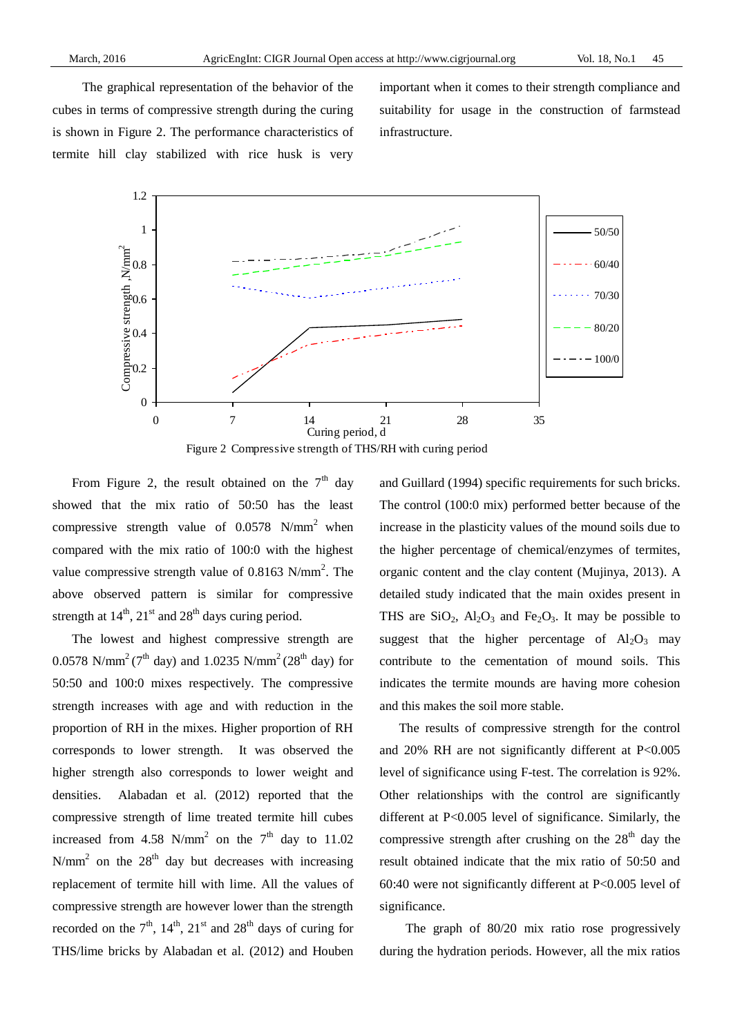The graphical representation of the behavior of the cubes in terms of compressive strength during the curing is shown in Figure 2. The performance characteristics of termite hill clay stabilized with rice husk is very important when it comes to their strength compliance and suitability for usage in the construction of farmstead infrastructure.

Figure 2 Compressive strength of THS/RH with curing period

From Figure 2, the result obtained on the 7th day showed that the mix ratio of 50:50 has the least compressive strength value of 0.0578 N/mm$^2$ when compared with the mix ratio of 100:0 with the highest value compressive strength value of 0.8163 N/mm$^2$. The above observed pattern is similar for compressive strength at 14th, 21st and 28th days curing period.

The lowest and highest compressive strength are 0.0578 N/mm$^2$ (7th day) and 1.0235 N/mm$^2$ (28th day) for 50:50 and 100:0 mixes respectively. The compressive strength increases with age and with reduction in the proportion of RH in the mixes. Higher proportion of RH corresponds to lower strength. It was observed the higher strength also corresponds to lower weight and densities. Alabadan et al. (2012) reported that the compressive strength of lime treated termite hill cubes increased from 4.58 N/mm$^2$ on the 7th day to 11.02 N/mm$^2$ on the 28th day but decreases with increasing replacement of termite hill with lime. All the values of compressive strength are however lower than the strength recorded on the 7th, 14th, 21st and 28th days of curing for THS/lime bricks by Alabadan et al. (2012) and Houben and Guillard (1994) specific requirements for such bricks. The control (100:0 mix) performed better because of the increase in the plasticity values of the mound soils due to the higher percentage of chemical/enzymes of termites, organic content and the clay content (Mujinya, 2013). A detailed study indicated that the main oxides present in THS are $SiO_2$, $Al_2O_3$ and $Fe_2O_3$. It may be possible to suggest that the higher percentage of $Al_2O_3$ may contribute to the cementation of mound soils. This indicates the termite mounds are having more cohesion and this makes the soil more stable.

The results of compressive strength for the control and 20% RH are not significantly different at P<0.005 level of significance using F-test. The correlation is 92%. Other relationships with the control are significantly different at P<0.005 level of significance. Similarly, the compressive strength after crushing on the 28th day the result obtained indicate that the mix ratio of 50:50 and 60:40 were not significantly different at P<0.005 level of significance.

The graph of 80/20 mix ratio rose progressively during the hydration periods. However, all the mix ratios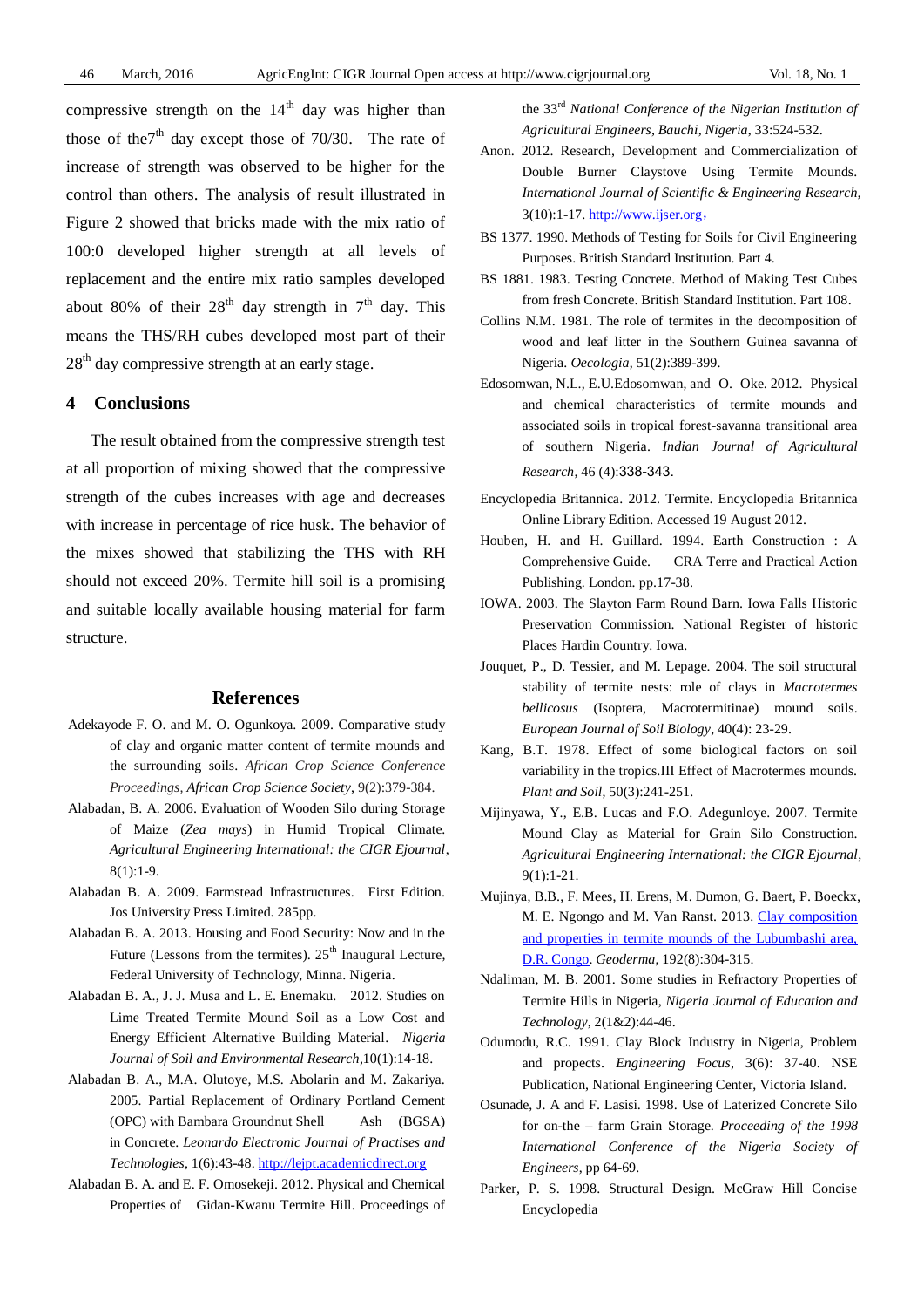compressive strength on the $14^{th}$ day was higher than those of the $7^{th}$ day except those of 70/30. The rate of increase of strength was observed to be higher for the control than others. The analysis of result illustrated in Figure 2 showed that bricks made with the mix ratio of 100:0 developed higher strength at all levels of replacement and the entire mix ratio samples developed about 80% of their $28^{th}$ day strength in $7^{th}$ day. This means the THS/RH cubes developed most part of their $28^{th}$ day compressive strength at an early stage.

## 4 Conclusions

The result obtained from the compressive strength test at all proportion of mixing showed that the compressive strength of the cubes increases with age and decreases with increase in percentage of rice husk. The behavior of the mixes showed that stabilizing the THS with RH should not exceed 20%. Termite hill soil is a promising and suitable locally available housing material for farm structure.

## References

Adekayode F. O. and M. O. Ogunkoya. 2009. Comparative study of clay and organic matter content of termite mounds and the surrounding soils. *African Crop Science Conference Proceedings, African Crop Science Society*, 9(2):379-384.

Alabadan, B. A. 2006. Evaluation of Wooden Silo during Storage of Maize (*Zea mays*) in Humid Tropical Climate. *Agricultural Engineering International: the CIGR Ejournal*, 8(1):1-9.

Alabadan B. A. 2009. Farmstead Infrastructures. First Edition. Jos University Press Limited. 285pp.

Alabadan B. A. 2013. Housing and Food Security: Now and in the Future (Lessons from the termites). 25th Inaugural Lecture, Federal University of Technology, Minna. Nigeria.

Alabadan B. A., J. J. Musa and L. E. Enemaku. 2012. Studies on Lime Treated Termite Mound Soil as a Low Cost and Energy Efficient Alternative Building Material. *Nigeria Journal of Soil and Environmental Research*,10(1):14-18.

Alabadan B. A., M.A. Olutoye, M.S. Abolarin and M. Zakariya. 2005. Partial Replacement of Ordinary Portland Cement (OPC) with Bambara Groundnut Shell Ash (BGSA) in Concrete. *Leonardo Electronic Journal of Practises and Technologies*, 1(6):43-48. http://lejpt.academicdirect.org

Alabadan B. A. and E. F. Omosekeji. 2012. Physical and Chemical Properties of Gidan-Kwanu Termite Hill. Proceedings of the 33rd *National Conference of the Nigerian Institution of Agricultural Engineers, Bauchi, Nigeria*, 33:524-532.

Anon. 2012. Research, Development and Commercialization of Double Burner Claystove Using Termite Mounds. *International Journal of Scientific & Engineering Research*, 3(10):1-17. http://www.ijser.org,

BS 1377. 1990. Methods of Testing for Soils for Civil Engineering Purposes. British Standard Institution. Part 4.

BS 1881. 1983. Testing Concrete. Method of Making Test Cubes from fresh Concrete. British Standard Institution. Part 108.

Collins N.M. 1981. The role of termites in the decomposition of wood and leaf litter in the Southern Guinea savanna of Nigeria. *Oecologia*, 51(2):389-399.

Edosomwan, N.L., E.U.Edosomwan, and O. Oke. 2012. Physical and chemical characteristics of termite mounds and associated soils in tropical forest-savanna transitional area of southern Nigeria. *Indian Journal of Agricultural Research*, 46 (4):338-343.

Encyclopedia Britannica. 2012. Termite. Encyclopedia Britannica Online Library Edition. Accessed 19 August 2012.

Houben, H. and H. Guillard. 1994. Earth Construction : A Comprehensive Guide. CRA Terre and Practical Action Publishing. London. pp.17-38.

IOWA. 2003. The Slayton Farm Round Barn. Iowa Falls Historic Preservation Commission. National Register of historic Places Hardin Country. Iowa.

Jouquet, P., D. Tessier, and M. Lepage. 2004. The soil structural stability of termite nests: role of clays in *Macrotermes bellicosus* (Isoptera, Macrotermitinae) mound soils. *European Journal of Soil Biology*, 40(4): 23-29.

Kang, B.T. 1978. Effect of some biological factors on soil variability in the tropics.III Effect of Macrotermes mounds. *Plant and Soil*, 50(3):241-251.

Mijinyawa, Y., E.B. Lucas and F.O. Adegunloye. 2007. Termite Mound Clay as Material for Grain Silo Construction. *Agricultural Engineering International: the CIGR Ejournal*, 9(1):1-21.

Mujinya, B.B., F. Mees, H. Erens, M. Dumon, G. Baert, P. Boeckx, M. E. Ngongo and M. Van Ranst. 2013. Clay composition and properties in termite mounds of the Lubumbashi area, D.R. Congo. *Geoderma*, 192(8):304-315.

Ndaliman, M. B. 2001. Some studies in Refractory Properties of Termite Hills in Nigeria, *Nigeria Journal of Education and Technology*, 2(1&2):44-46.

Odumodu, R.C. 1991. Clay Block Industry in Nigeria, Problem and projects. *Engineering Focus*, 3(6): 37-40. NSE Publication, National Engineering Center, Victoria Island.

Osunade, J. A and F. Lasisi. 1998. Use of Laterized Concrete Silo for on-the – farm Grain Storage. *Proceeding of the 1998 International Conference of the Nigeria Society of Engineers*, pp 64-69.

Parker, P. S. 1998. Structural Design. McGraw Hill Concise Encyclopedia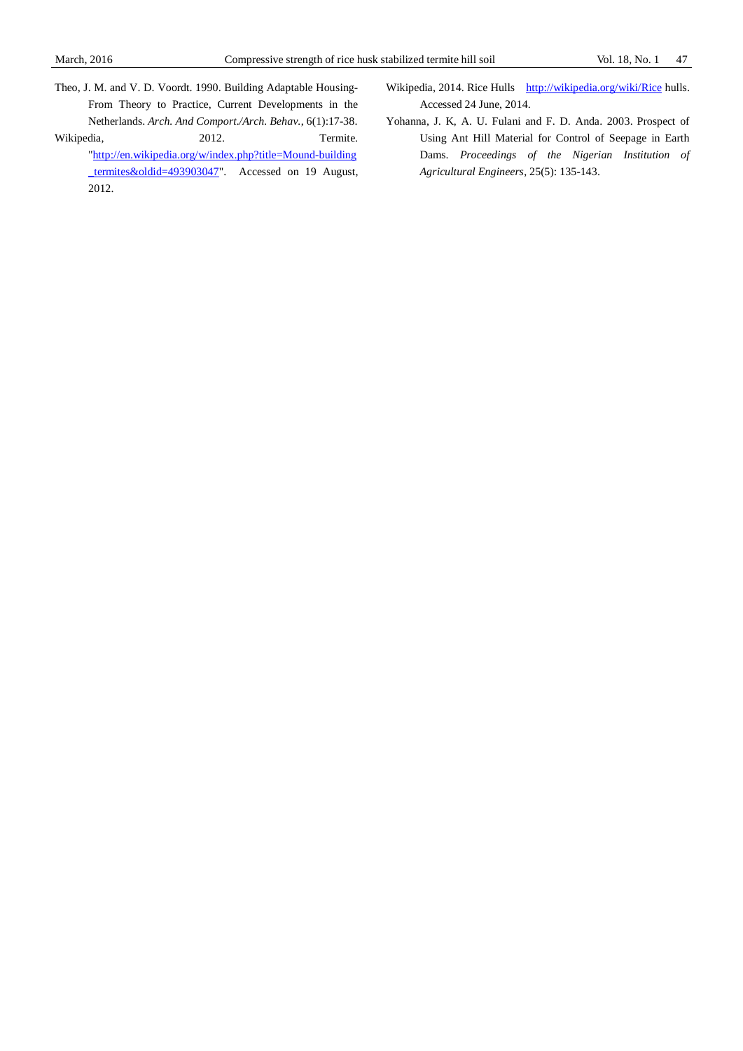Theo, J. M. and V. D. Voordt. 1990. Building Adaptable Housing-From Theory to Practice, Current Developments in the Netherlands. *Arch. And Comport./Arch. Behav.*, 6(1):17-38.

Wikipedia, 2012. Termite. "http://en.wikipedia.org/w/index.php?title=Mound-building_termites&oldid=493903047". Accessed on 19 August, 2012.

Wikipedia, 2014. Rice Hulls http://wikipedia.org/wiki/Rice hulls. Accessed 24 June, 2014.

Yohanna, J. K, A. U. Fulani and F. D. Anda. 2003. Prospect of Using Ant Hill Material for Control of Seepage in Earth Dams. *Proceedings of the Nigerian Institution of Agricultural Engineers*, 25(5): 135-143.